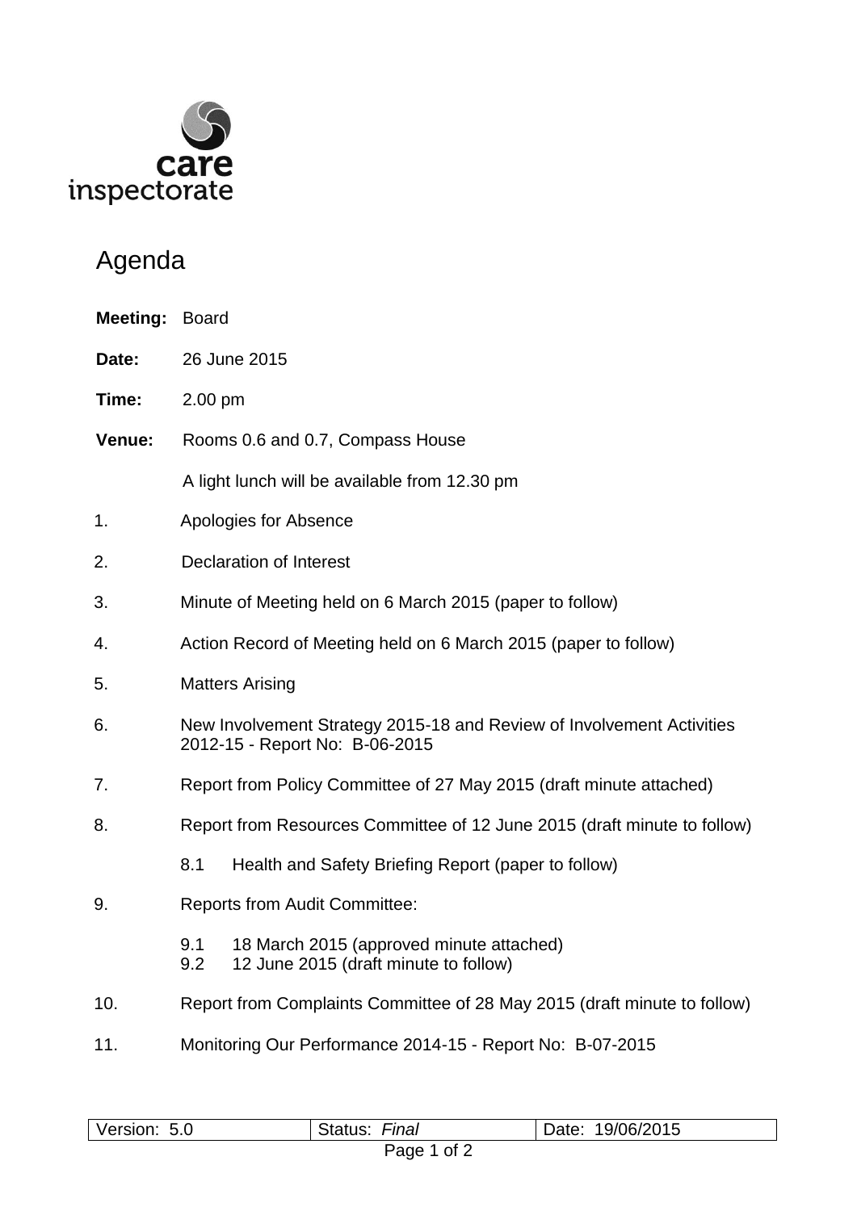care inspectorate

# Agenda

**Meeting:** Board

**Date:** 26 June 2015

**Time:** 2.00 pm

**Venue:** Rooms 0.6 and 0.7, Compass House

A light lunch will be available from 12.30 pm

1. Apologies for Absence

2. Declaration of Interest

3. Minute of Meeting held on 6 March 2015 (paper to follow)

4. Action Record of Meeting held on 6 March 2015 (paper to follow)

5. Matters Arising

6. New Involvement Strategy 2015-18 and Review of Involvement Activities 2012-15 - Report No: B-06-2015

7. Report from Policy Committee of 27 May 2015 (draft minute attached)

8. Report from Resources Committee of 12 June 2015 (draft minute to follow)

   8.1 Health and Safety Briefing Report (paper to follow)

9. Reports from Audit Committee:

   9.1 18 March 2015 (approved minute attached)
   9.2 12 June 2015 (draft minute to follow)

10. Report from Complaints Committee of 28 May 2015 (draft minute to follow)

11. Monitoring Our Performance 2014-15 - Report No: B-07-2015

| Version: 5.0 | Status: *Final* | Date: 19/06/2015 |
|---|---|---|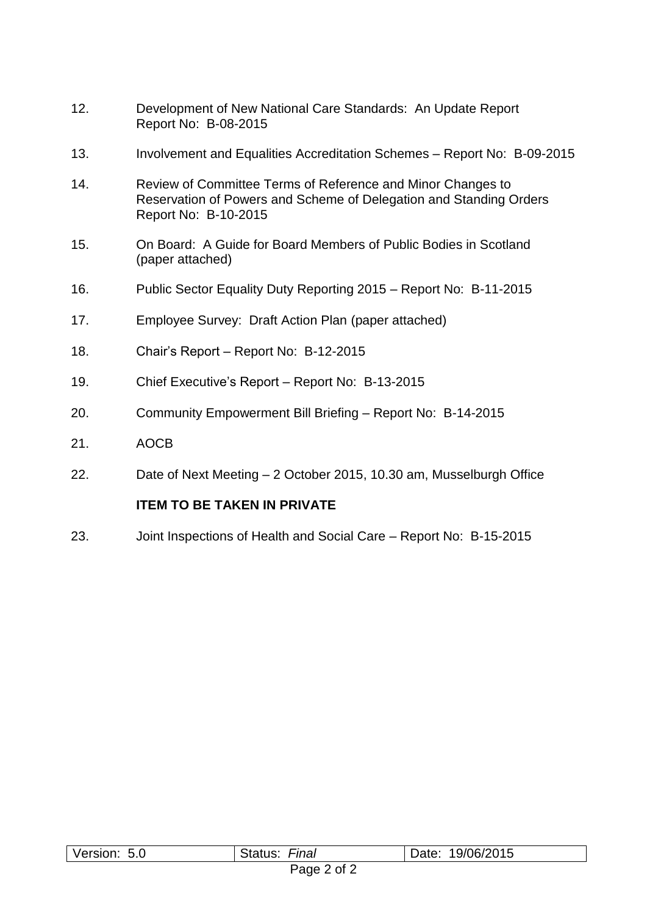12. Development of New National Care Standards: An Update Report
    Report No: B-08-2015

13. Involvement and Equalities Accreditation Schemes – Report No: B-09-2015

14. Review of Committee Terms of Reference and Minor Changes to Reservation of Powers and Scheme of Delegation and Standing Orders
    Report No: B-10-2015

15. On Board: A Guide for Board Members of Public Bodies in Scotland (paper attached)

16. Public Sector Equality Duty Reporting 2015 – Report No: B-11-2015

17. Employee Survey: Draft Action Plan (paper attached)

18. Chair's Report – Report No: B-12-2015

19. Chief Executive's Report – Report No: B-13-2015

20. Community Empowerment Bill Briefing – Report No: B-14-2015

21. AOCB

22. Date of Next Meeting – 2 October 2015, 10.30 am, Musselburgh Office

**ITEM TO BE TAKEN IN PRIVATE**

23. Joint Inspections of Health and Social Care – Report No: B-15-2015

| | | |
|---|---|---|
| Version: 5.0 | Status: *Final* | Date: 19/06/2015 |